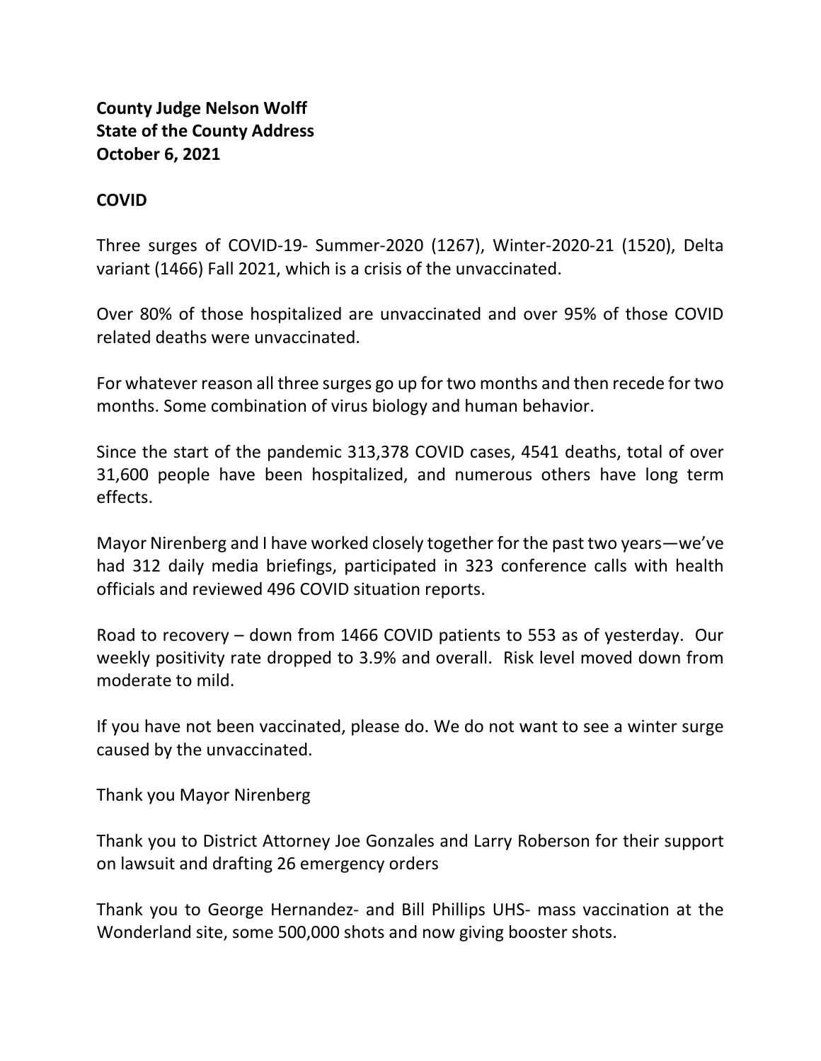**County Judge Nelson Wolff**
**State of the County Address**
**October 6, 2021**

**COVID**

Three surges of COVID-19- Summer-2020 (1267), Winter-2020-21 (1520), Delta variant (1466) Fall 2021, which is a crisis of the unvaccinated.

Over 80% of those hospitalized are unvaccinated and over 95% of those COVID related deaths were unvaccinated.

For whatever reason all three surges go up for two months and then recede for two months. Some combination of virus biology and human behavior.

Since the start of the pandemic 313,378 COVID cases, 4541 deaths, total of over 31,600 people have been hospitalized, and numerous others have long term effects.

Mayor Nirenberg and I have worked closely together for the past two years—we've had 312 daily media briefings, participated in 323 conference calls with health officials and reviewed 496 COVID situation reports.

Road to recovery – down from 1466 COVID patients to 553 as of yesterday. Our weekly positivity rate dropped to 3.9% and overall. Risk level moved down from moderate to mild.

If you have not been vaccinated, please do. We do not want to see a winter surge caused by the unvaccinated.

Thank you Mayor Nirenberg

Thank you to District Attorney Joe Gonzales and Larry Roberson for their support on lawsuit and drafting 26 emergency orders

Thank you to George Hernandez- and Bill Phillips UHS- mass vaccination at the Wonderland site, some 500,000 shots and now giving booster shots.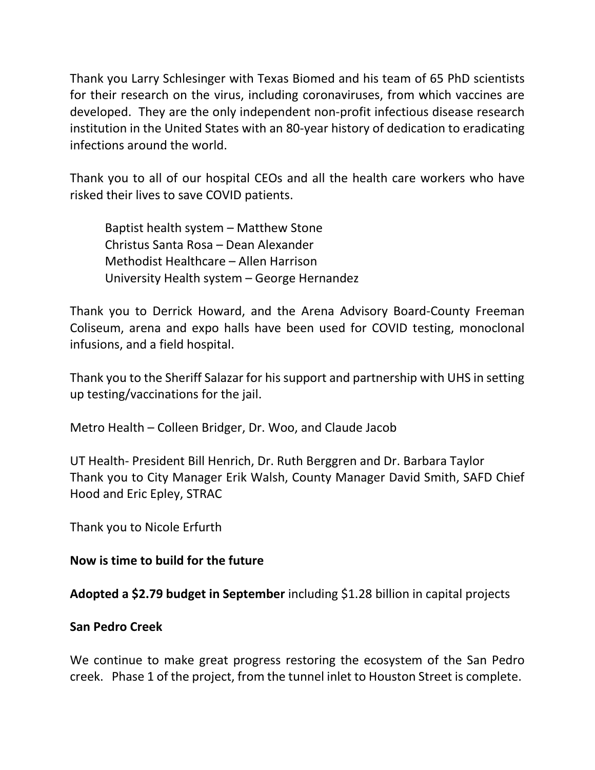Thank you Larry Schlesinger with Texas Biomed and his team of 65 PhD scientists for their research on the virus, including coronaviruses, from which vaccines are developed. They are the only independent non-profit infectious disease research institution in the United States with an 80-year history of dedication to eradicating infections around the world.

Thank you to all of our hospital CEOs and all the health care workers who have risked their lives to save COVID patients.

Baptist health system – Matthew Stone
Christus Santa Rosa – Dean Alexander
Methodist Healthcare – Allen Harrison
University Health system – George Hernandez

Thank you to Derrick Howard, and the Arena Advisory Board-County Freeman Coliseum, arena and expo halls have been used for COVID testing, monoclonal infusions, and a field hospital.

Thank you to the Sheriff Salazar for his support and partnership with UHS in setting up testing/vaccinations for the jail.

Metro Health – Colleen Bridger, Dr. Woo, and Claude Jacob

UT Health- President Bill Henrich, Dr. Ruth Berggren and Dr. Barbara Taylor
Thank you to City Manager Erik Walsh, County Manager David Smith, SAFD Chief Hood and Eric Epley, STRAC

Thank you to Nicole Erfurth

**Now is time to build for the future**

**Adopted a $2.79 budget in September** including $1.28 billion in capital projects

**San Pedro Creek**

We continue to make great progress restoring the ecosystem of the San Pedro creek. Phase 1 of the project, from the tunnel inlet to Houston Street is complete.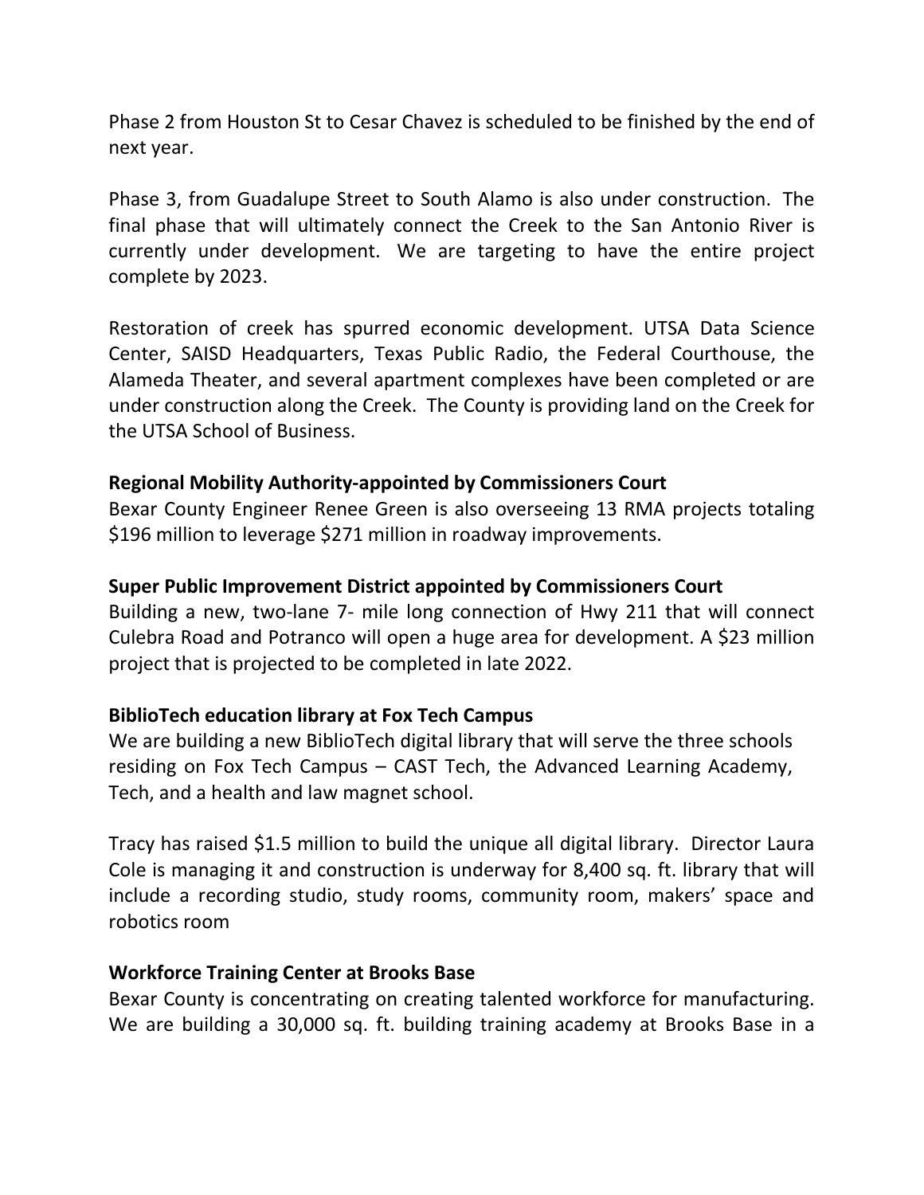Phase 2 from Houston St to Cesar Chavez is scheduled to be finished by the end of next year.

Phase 3, from Guadalupe Street to South Alamo is also under construction. The final phase that will ultimately connect the Creek to the San Antonio River is currently under development. We are targeting to have the entire project complete by 2023.

Restoration of creek has spurred economic development. UTSA Data Science Center, SAISD Headquarters, Texas Public Radio, the Federal Courthouse, the Alameda Theater, and several apartment complexes have been completed or are under construction along the Creek. The County is providing land on the Creek for the UTSA School of Business.

**Regional Mobility Authority-appointed by Commissioners Court**

Bexar County Engineer Renee Green is also overseeing 13 RMA projects totaling $196 million to leverage $271 million in roadway improvements.

**Super Public Improvement District appointed by Commissioners Court**

Building a new, two-lane 7- mile long connection of Hwy 211 that will connect Culebra Road and Potranco will open a huge area for development. A $23 million project that is projected to be completed in late 2022.

**BiblioTech education library at Fox Tech Campus**

We are building a new BiblioTech digital library that will serve the three schools residing on Fox Tech Campus – CAST Tech, the Advanced Learning Academy, Tech, and a health and law magnet school.

Tracy has raised $1.5 million to build the unique all digital library. Director Laura Cole is managing it and construction is underway for 8,400 sq. ft. library that will include a recording studio, study rooms, community room, makers' space and robotics room

**Workforce Training Center at Brooks Base**

Bexar County is concentrating on creating talented workforce for manufacturing. We are building a 30,000 sq. ft. building training academy at Brooks Base in a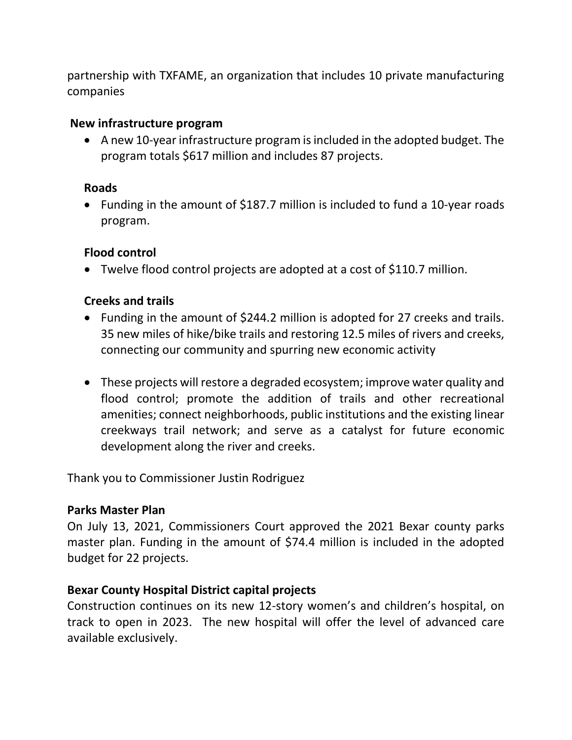partnership with TXFAME, an organization that includes 10 private manufacturing companies

**New infrastructure program**

- A new 10-year infrastructure program is included in the adopted budget. The program totals $617 million and includes 87 projects.

**Roads**

- Funding in the amount of $187.7 million is included to fund a 10-year roads program.

**Flood control**

- Twelve flood control projects are adopted at a cost of $110.7 million.

**Creeks and trails**

- Funding in the amount of $244.2 million is adopted for 27 creeks and trails. 35 new miles of hike/bike trails and restoring 12.5 miles of rivers and creeks, connecting our community and spurring new economic activity

- These projects will restore a degraded ecosystem; improve water quality and flood control; promote the addition of trails and other recreational amenities; connect neighborhoods, public institutions and the existing linear creekways trail network; and serve as a catalyst for future economic development along the river and creeks.

Thank you to Commissioner Justin Rodriguez

**Parks Master Plan**

On July 13, 2021, Commissioners Court approved the 2021 Bexar county parks master plan. Funding in the amount of $74.4 million is included in the adopted budget for 22 projects.

**Bexar County Hospital District capital projects**

Construction continues on its new 12-story women's and children's hospital, on track to open in 2023. The new hospital will offer the level of advanced care available exclusively.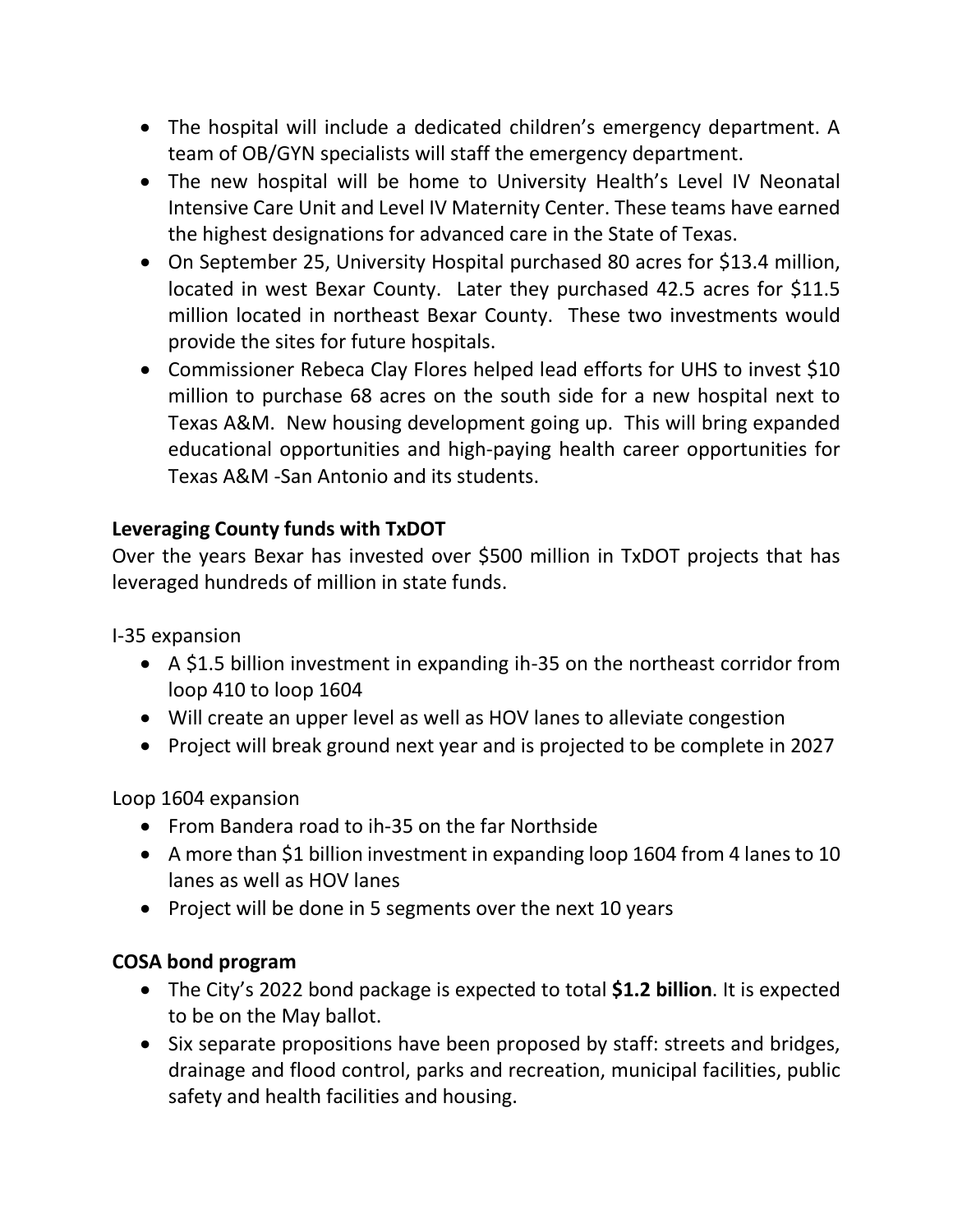- The hospital will include a dedicated children's emergency department. A team of OB/GYN specialists will staff the emergency department.
- The new hospital will be home to University Health's Level IV Neonatal Intensive Care Unit and Level IV Maternity Center. These teams have earned the highest designations for advanced care in the State of Texas.
- On September 25, University Hospital purchased 80 acres for $13.4 million, located in west Bexar County. Later they purchased 42.5 acres for $11.5 million located in northeast Bexar County. These two investments would provide the sites for future hospitals.
- Commissioner Rebeca Clay Flores helped lead efforts for UHS to invest $10 million to purchase 68 acres on the south side for a new hospital next to Texas A&M. New housing development going up. This will bring expanded educational opportunities and high-paying health career opportunities for Texas A&M -San Antonio and its students.

**Leveraging County funds with TxDOT**

Over the years Bexar has invested over $500 million in TxDOT projects that has leveraged hundreds of million in state funds.

I-35 expansion

- A $1.5 billion investment in expanding ih-35 on the northeast corridor from loop 410 to loop 1604
- Will create an upper level as well as HOV lanes to alleviate congestion
- Project will break ground next year and is projected to be complete in 2027

Loop 1604 expansion

- From Bandera road to ih-35 on the far Northside
- A more than $1 billion investment in expanding loop 1604 from 4 lanes to 10 lanes as well as HOV lanes
- Project will be done in 5 segments over the next 10 years

**COSA bond program**

- The City's 2022 bond package is expected to total **$1.2 billion**. It is expected to be on the May ballot.
- Six separate propositions have been proposed by staff: streets and bridges, drainage and flood control, parks and recreation, municipal facilities, public safety and health facilities and housing.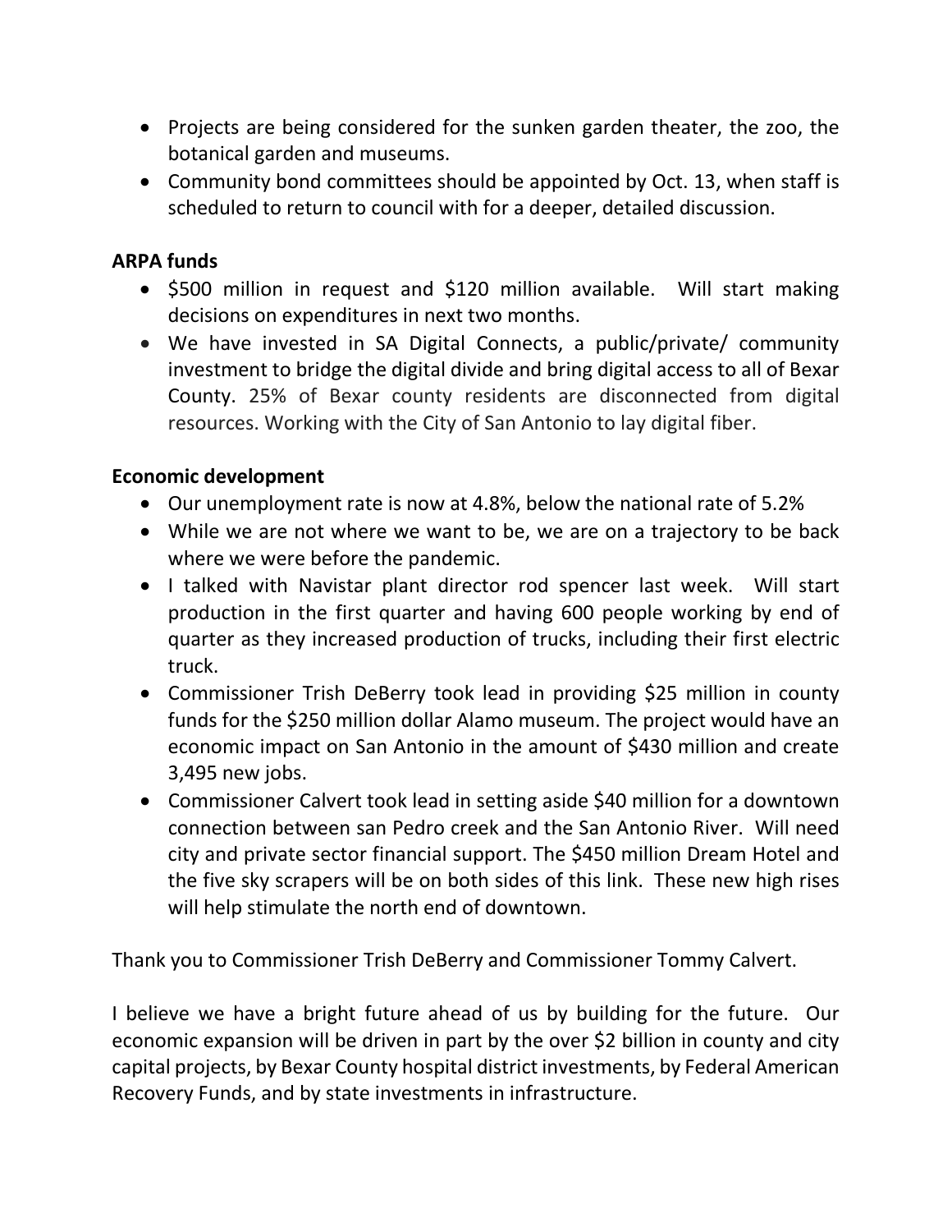- Projects are being considered for the sunken garden theater, the zoo, the botanical garden and museums.
- Community bond committees should be appointed by Oct. 13, when staff is scheduled to return to council with for a deeper, detailed discussion.

**ARPA funds**

- $500 million in request and $120 million available. Will start making decisions on expenditures in next two months.
- We have invested in SA Digital Connects, a public/private/ community investment to bridge the digital divide and bring digital access to all of Bexar County. 25% of Bexar county residents are disconnected from digital resources. Working with the City of San Antonio to lay digital fiber.

**Economic development**

- Our unemployment rate is now at 4.8%, below the national rate of 5.2%
- While we are not where we want to be, we are on a trajectory to be back where we were before the pandemic.
- I talked with Navistar plant director rod spencer last week. Will start production in the first quarter and having 600 people working by end of quarter as they increased production of trucks, including their first electric truck.
- Commissioner Trish DeBerry took lead in providing $25 million in county funds for the $250 million dollar Alamo museum. The project would have an economic impact on San Antonio in the amount of $430 million and create 3,495 new jobs.
- Commissioner Calvert took lead in setting aside $40 million for a downtown connection between san Pedro creek and the San Antonio River. Will need city and private sector financial support. The $450 million Dream Hotel and the five sky scrapers will be on both sides of this link. These new high rises will help stimulate the north end of downtown.

Thank you to Commissioner Trish DeBerry and Commissioner Tommy Calvert.

I believe we have a bright future ahead of us by building for the future. Our economic expansion will be driven in part by the over $2 billion in county and city capital projects, by Bexar County hospital district investments, by Federal American Recovery Funds, and by state investments in infrastructure.